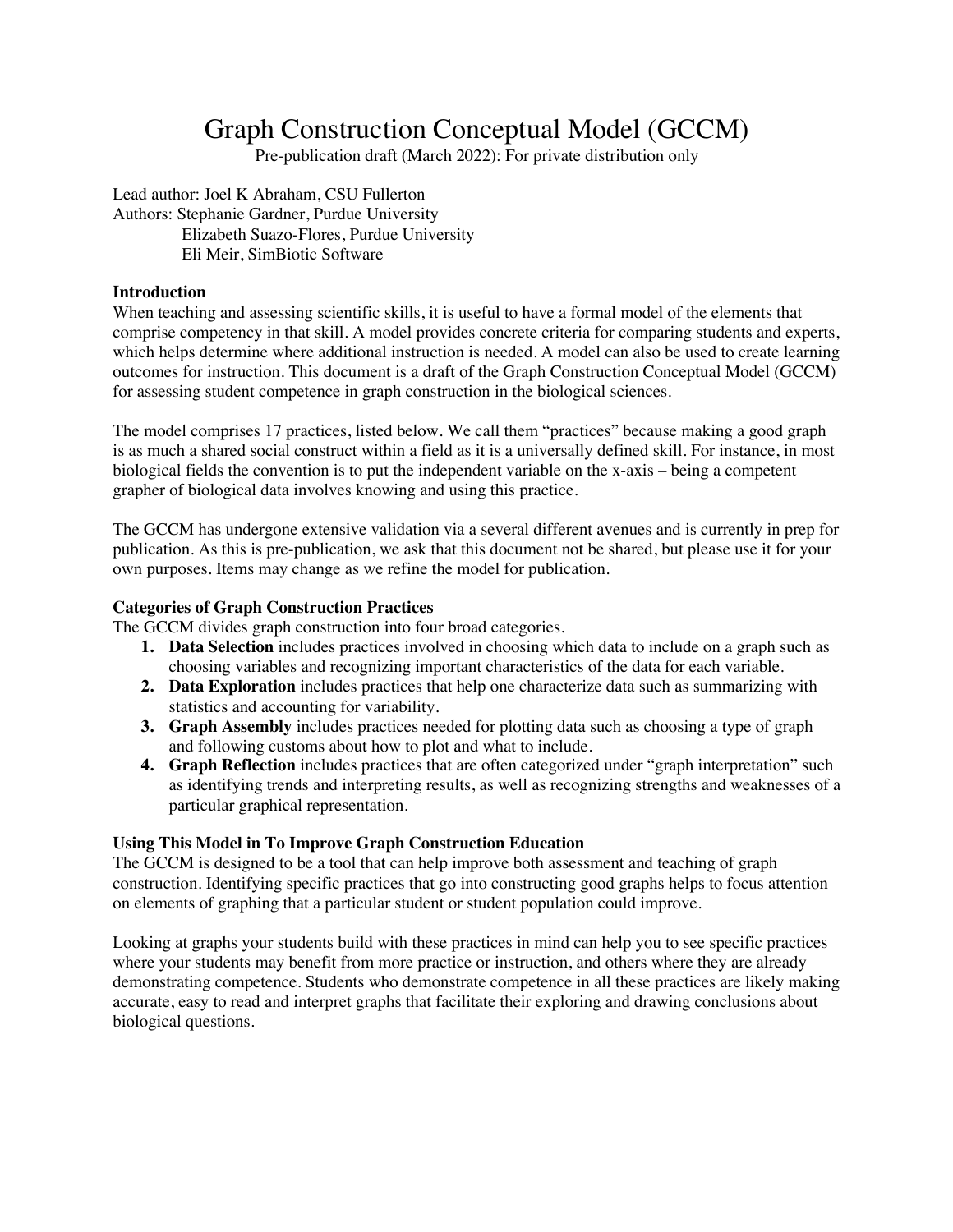# Graph Construction Conceptual Model (GCCM)

Pre-publication draft (March 2022): For private distribution only

Lead author: Joel K Abraham, CSU Fullerton
Authors: Stephanie Gardner, Purdue University
Elizabeth Suazo-Flores, Purdue University
Eli Meir, SimBiotic Software

## Introduction

When teaching and assessing scientific skills, it is useful to have a formal model of the elements that comprise competency in that skill. A model provides concrete criteria for comparing students and experts, which helps determine where additional instruction is needed. A model can also be used to create learning outcomes for instruction. This document is a draft of the Graph Construction Conceptual Model (GCCM) for assessing student competence in graph construction in the biological sciences.

The model comprises 17 practices, listed below. We call them "practices" because making a good graph is as much a shared social construct within a field as it is a universally defined skill. For instance, in most biological fields the convention is to put the independent variable on the x-axis – being a competent grapher of biological data involves knowing and using this practice.

The GCCM has undergone extensive validation via a several different avenues and is currently in prep for publication. As this is pre-publication, we ask that this document not be shared, but please use it for your own purposes. Items may change as we refine the model for publication.

## Categories of Graph Construction Practices

The GCCM divides graph construction into four broad categories.

1. **Data Selection** includes practices involved in choosing which data to include on a graph such as choosing variables and recognizing important characteristics of the data for each variable.
2. **Data Exploration** includes practices that help one characterize data such as summarizing with statistics and accounting for variability.
3. **Graph Assembly** includes practices needed for plotting data such as choosing a type of graph and following customs about how to plot and what to include.
4. **Graph Reflection** includes practices that are often categorized under "graph interpretation" such as identifying trends and interpreting results, as well as recognizing strengths and weaknesses of a particular graphical representation.

## Using This Model in To Improve Graph Construction Education

The GCCM is designed to be a tool that can help improve both assessment and teaching of graph construction. Identifying specific practices that go into constructing good graphs helps to focus attention on elements of graphing that a particular student or student population could improve.

Looking at graphs your students build with these practices in mind can help you to see specific practices where your students may benefit from more practice or instruction, and others where they are already demonstrating competence. Students who demonstrate competence in all these practices are likely making accurate, easy to read and interpret graphs that facilitate their exploring and drawing conclusions about biological questions.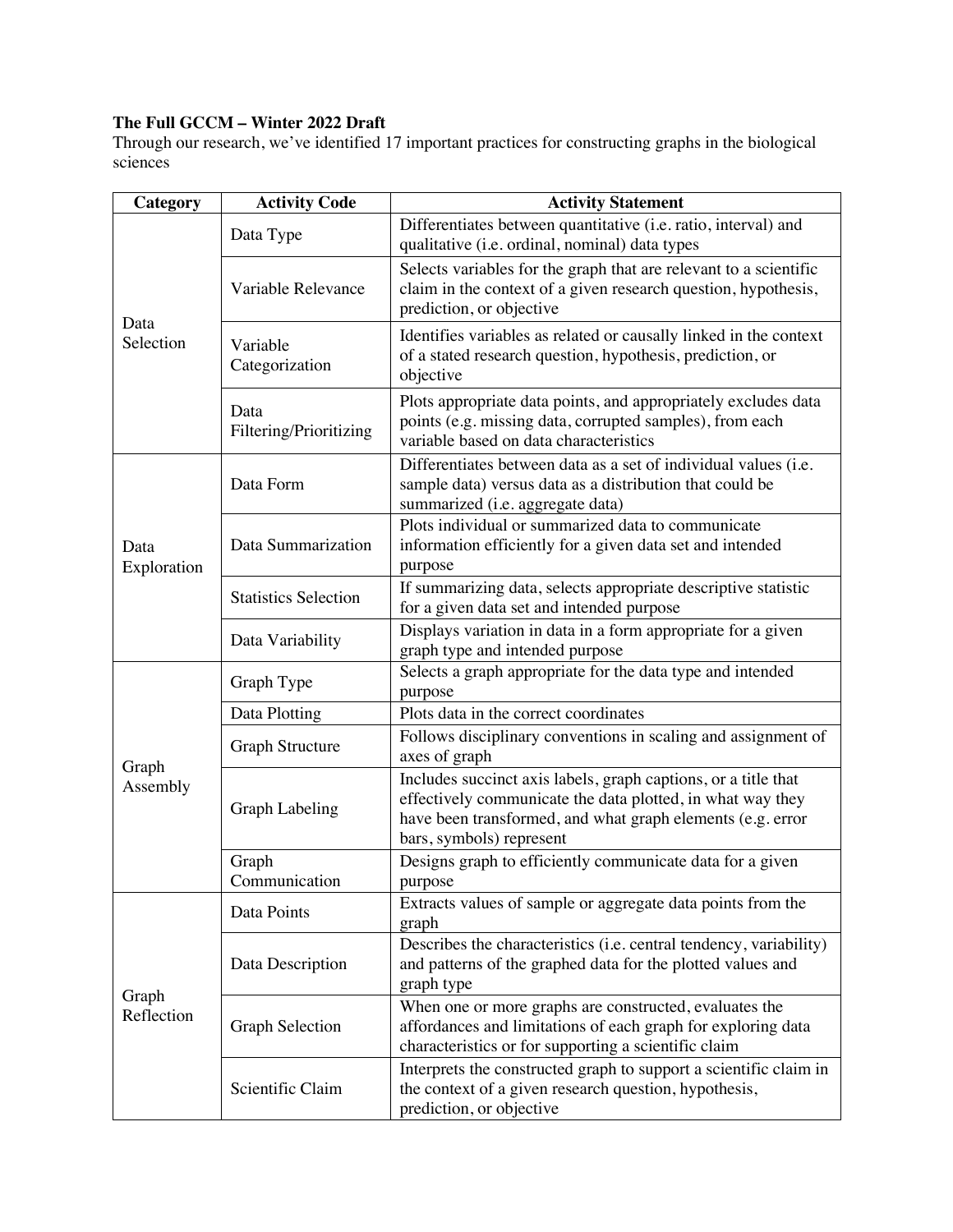**The Full GCCM – Winter 2022 Draft**

Through our research, we've identified 17 important practices for constructing graphs in the biological sciences

| Category | Activity Code | Activity Statement |
|---|---|---|
| Data Selection | Data Type | Differentiates between quantitative (i.e. ratio, interval) and qualitative (i.e. ordinal, nominal) data types |
| | Variable Relevance | Selects variables for the graph that are relevant to a scientific claim in the context of a given research question, hypothesis, prediction, or objective |
| | Variable Categorization | Identifies variables as related or causally linked in the context of a stated research question, hypothesis, prediction, or objective |
| | Data Filtering/Prioritizing | Plots appropriate data points, and appropriately excludes data points (e.g. missing data, corrupted samples), from each variable based on data characteristics |
| Data Exploration | Data Form | Differentiates between data as a set of individual values (i.e. sample data) versus data as a distribution that could be summarized (i.e. aggregate data) |
| | Data Summarization | Plots individual or summarized data to communicate information efficiently for a given data set and intended purpose |
| | Statistics Selection | If summarizing data, selects appropriate descriptive statistic for a given data set and intended purpose |
| | Data Variability | Displays variation in data in a form appropriate for a given graph type and intended purpose |
| Graph Assembly | Graph Type | Selects a graph appropriate for the data type and intended purpose |
| | Data Plotting | Plots data in the correct coordinates |
| | Graph Structure | Follows disciplinary conventions in scaling and assignment of axes of graph |
| | Graph Labeling | Includes succinct axis labels, graph captions, or a title that effectively communicate the data plotted, in what way they have been transformed, and what graph elements (e.g. error bars, symbols) represent |
| | Graph Communication | Designs graph to efficiently communicate data for a given purpose |
| Graph Reflection | Data Points | Extracts values of sample or aggregate data points from the graph |
| | Data Description | Describes the characteristics (i.e. central tendency, variability) and patterns of the graphed data for the plotted values and graph type |
| | Graph Selection | When one or more graphs are constructed, evaluates the affordances and limitations of each graph for exploring data characteristics or for supporting a scientific claim |
| | Scientific Claim | Interprets the constructed graph to support a scientific claim in the context of a given research question, hypothesis, prediction, or objective |